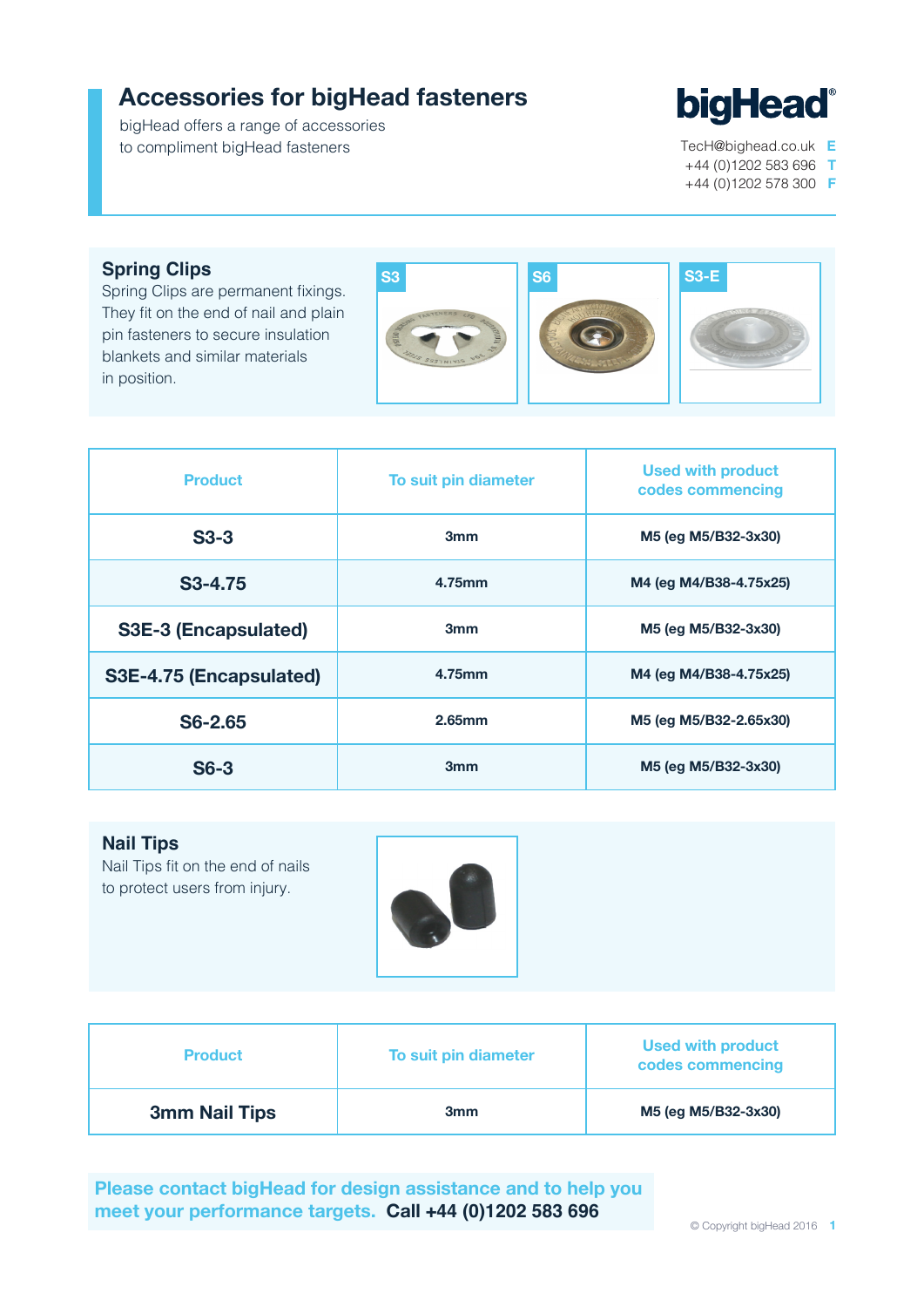# Accessories for bigHead fasteners

bigHead offers a range of accessories to compliment bigHead fasteners

**bigHead®**

TecH@bighead.co.uk **E**
+44 (0)1202 583 696 **T**
+44 (0)1202 578 300 **F**

## Spring Clips

Spring Clips are permanent fixings. They fit on the end of nail and plain pin fasteners to secure insulation blankets and similar materials in position.

S3 | S6 | S3-E

| Product | To suit pin diameter | Used with product codes commencing |
|---|---|---|
| **S3-3** | **3mm** | **M5 (eg M5/B32-3x30)** |
| **S3-4.75** | **4.75mm** | **M4 (eg M4/B38-4.75x25)** |
| **S3E-3 (Encapsulated)** | **3mm** | **M5 (eg M5/B32-3x30)** |
| **S3E-4.75 (Encapsulated)** | **4.75mm** | **M4 (eg M4/B38-4.75x25)** |
| **S6-2.65** | **2.65mm** | **M5 (eg M5/B32-2.65x30)** |
| **S6-3** | **3mm** | **M5 (eg M5/B32-3x30)** |

## Nail Tips

Nail Tips fit on the end of nails to protect users from injury.

| Product | To suit pin diameter | Used with product codes commencing |
|---|---|---|
| **3mm Nail Tips** | **3mm** | **M5 (eg M5/B32-3x30)** |

**Please contact bigHead for design assistance and to help you meet your performance targets. Call +44 (0)1202 583 696**

© Copyright bigHead 2016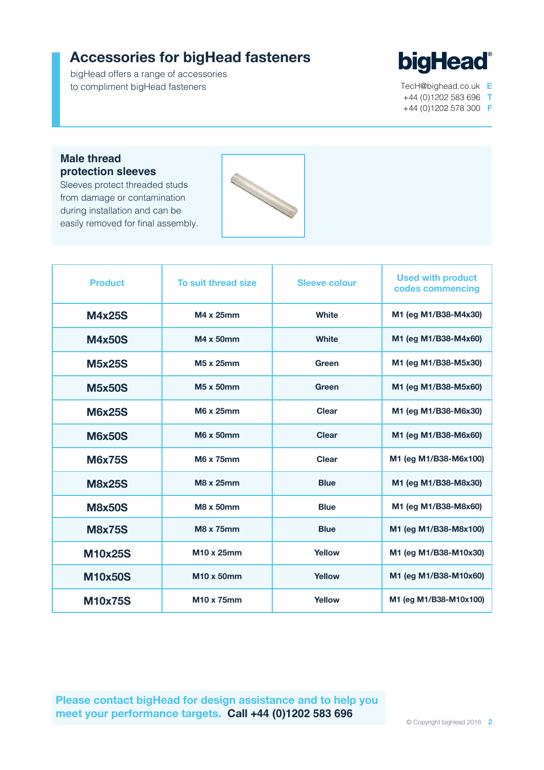# Accessories for bigHead fasteners

bigHead offers a range of accessories to compliment bigHead fasteners

**bigHead**®

TecH@bighead.co.uk **E**
+44 (0)1202 583 696 **T**
+44 (0)1202 578 300 **F**

## Male thread protection sleeves

Sleeves protect threaded studs from damage or contamination during installation and can be easily removed for final assembly.

| Product | To suit thread size | Sleeve colour | Used with product codes commencing |
|---|---|---|---|
| **M4x25S** | M4 x 25mm | White | M1 (eg M1/B38-M4x30) |
| **M4x50S** | M4 x 50mm | White | M1 (eg M1/B38-M4x60) |
| **M5x25S** | M5 x 25mm | Green | M1 (eg M1/B38-M5x30) |
| **M5x50S** | M5 x 50mm | Green | M1 (eg M1/B38-M5x60) |
| **M6x25S** | M6 x 25mm | Clear | M1 (eg M1/B38-M6x30) |
| **M6x50S** | M6 x 50mm | Clear | M1 (eg M1/B38-M6x60) |
| **M6x75S** | M6 x 75mm | Clear | M1 (eg M1/B38-M6x100) |
| **M8x25S** | M8 x 25mm | Blue | M1 (eg M1/B38-M8x30) |
| **M8x50S** | M8 x 50mm | Blue | M1 (eg M1/B38-M8x60) |
| **M8x75S** | M8 x 75mm | Blue | M1 (eg M1/B38-M8x100) |
| **M10x25S** | M10 x 25mm | Yellow | M1 (eg M1/B38-M10x30) |
| **M10x50S** | M10 x 50mm | Yellow | M1 (eg M1/B38-M10x60) |
| **M10x75S** | M10 x 75mm | Yellow | M1 (eg M1/B38-M10x100) |

**Please contact bigHead for design assistance and to help you meet your performance targets. Call +44 (0)1202 583 696**

© Copyright bigHead 2016